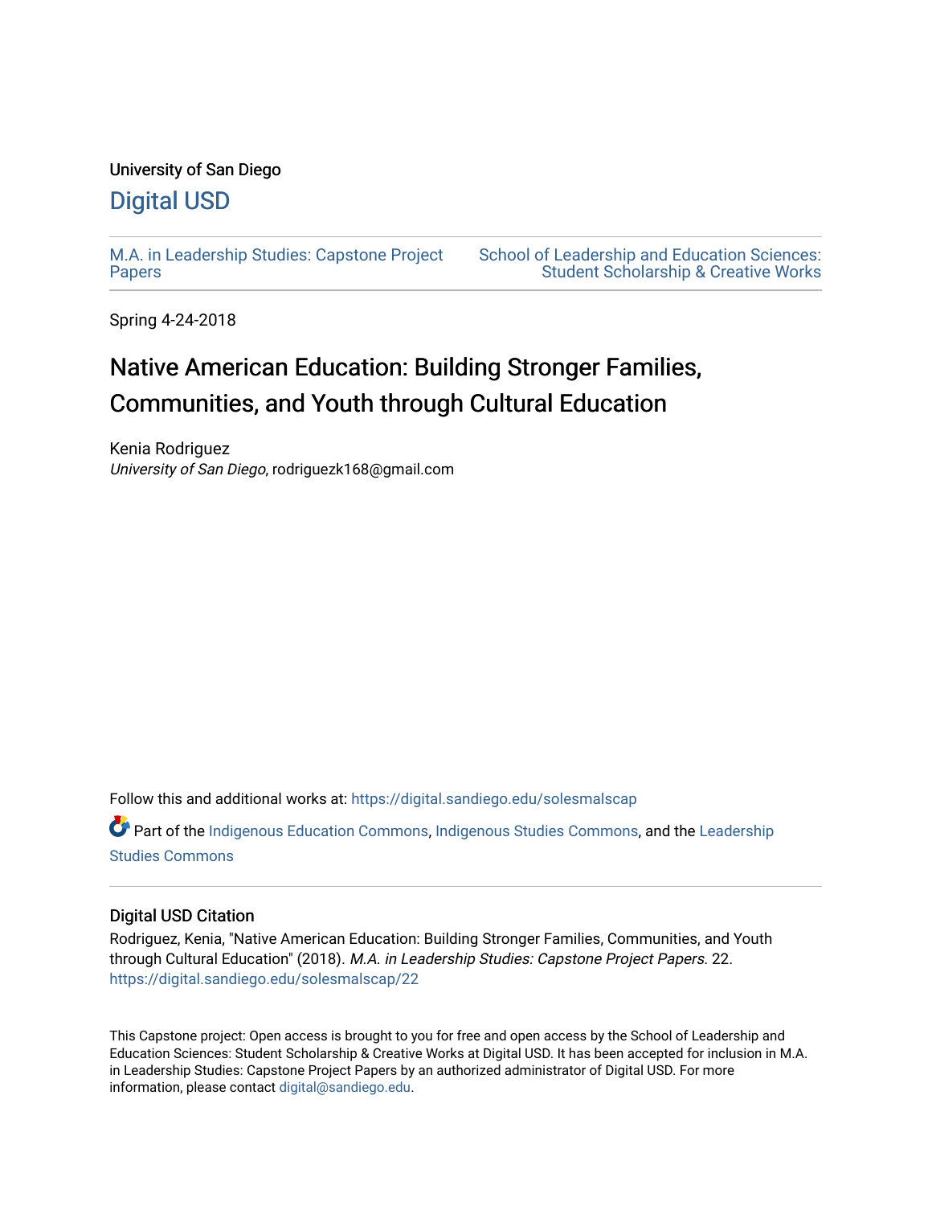University of San Diego

# Digital USD

M.A. in Leadership Studies: Capstone Project Papers

School of Leadership and Education Sciences: Student Scholarship & Creative Works

Spring 4-24-2018

# Native American Education: Building Stronger Families, Communities, and Youth through Cultural Education

Kenia Rodriguez
*University of San Diego*, rodriguezk168@gmail.com

Follow this and additional works at: https://digital.sandiego.edu/solesmalscap

Part of the Indigenous Education Commons, Indigenous Studies Commons, and the Leadership Studies Commons

## Digital USD Citation

Rodriguez, Kenia, "Native American Education: Building Stronger Families, Communities, and Youth through Cultural Education" (2018). *M.A. in Leadership Studies: Capstone Project Papers*. 22.
https://digital.sandiego.edu/solesmalscap/22

This Capstone project: Open access is brought to you for free and open access by the School of Leadership and Education Sciences: Student Scholarship & Creative Works at Digital USD. It has been accepted for inclusion in M.A. in Leadership Studies: Capstone Project Papers by an authorized administrator of Digital USD. For more information, please contact digital@sandiego.edu.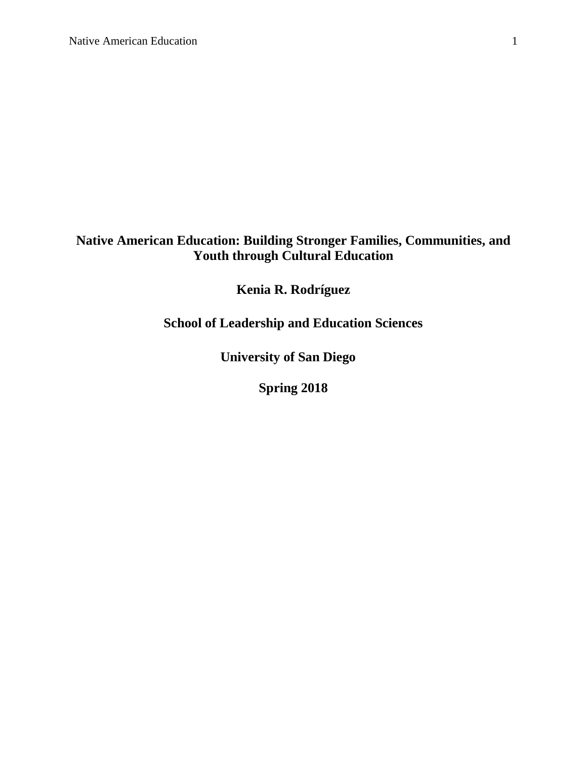# Native American Education: Building Stronger Families, Communities, and Youth through Cultural Education

**Kenia R. Rodríguez**

**School of Leadership and Education Sciences**

**University of San Diego**

**Spring 2018**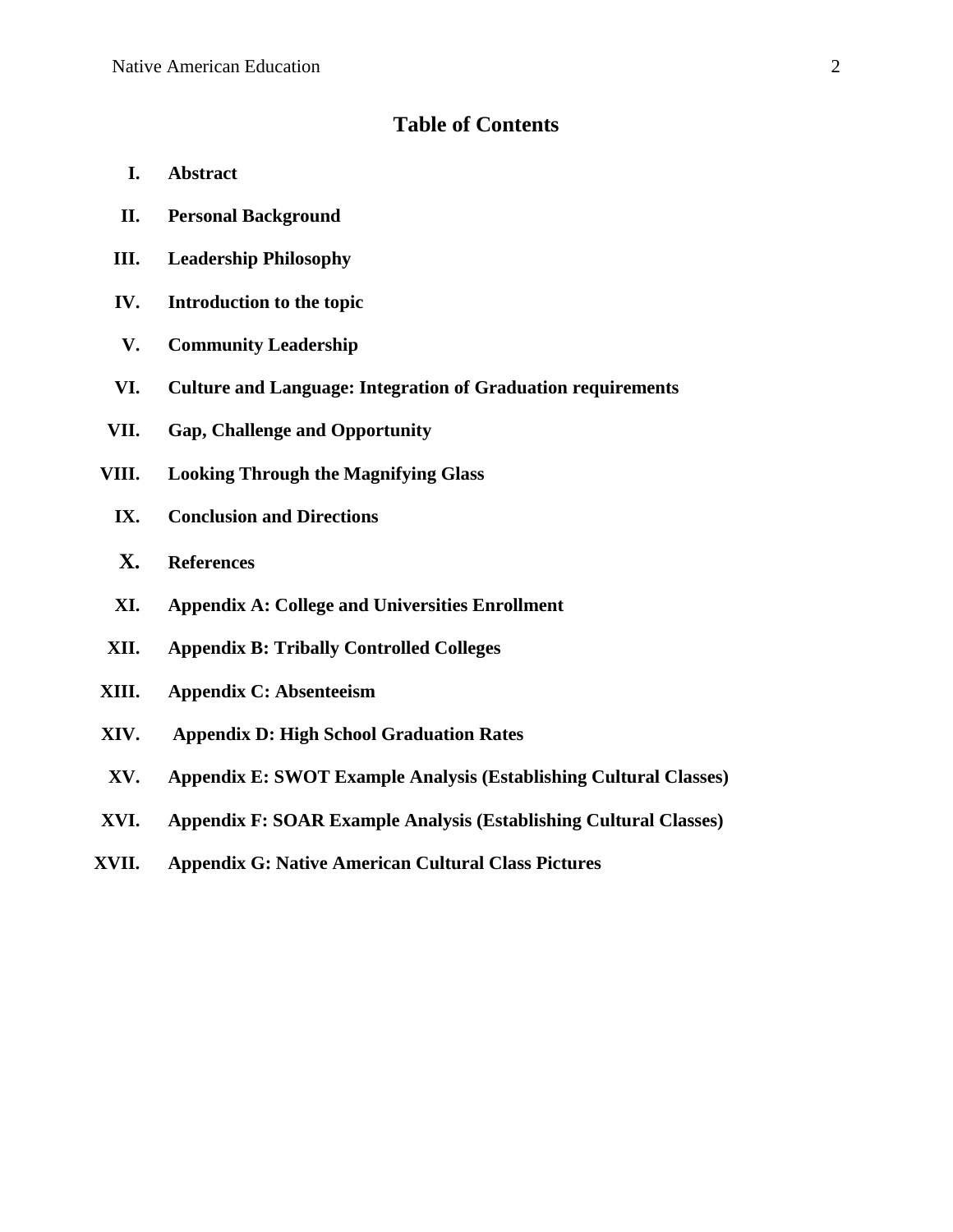# Table of Contents

I. **Abstract**

II. **Personal Background**

III. **Leadership Philosophy**

IV. **Introduction to the topic**

V. **Community Leadership**

VI. **Culture and Language: Integration of Graduation requirements**

VII. **Gap, Challenge and Opportunity**

VIII. **Looking Through the Magnifying Glass**

IX. **Conclusion and Directions**

X. **References**

XI. **Appendix A: College and Universities Enrollment**

XII. **Appendix B: Tribally Controlled Colleges**

XIII. **Appendix C: Absenteeism**

XIV. **Appendix D: High School Graduation Rates**

XV. **Appendix E: SWOT Example Analysis (Establishing Cultural Classes)**

XVI. **Appendix F: SOAR Example Analysis (Establishing Cultural Classes)**

XVII. **Appendix G: Native American Cultural Class Pictures**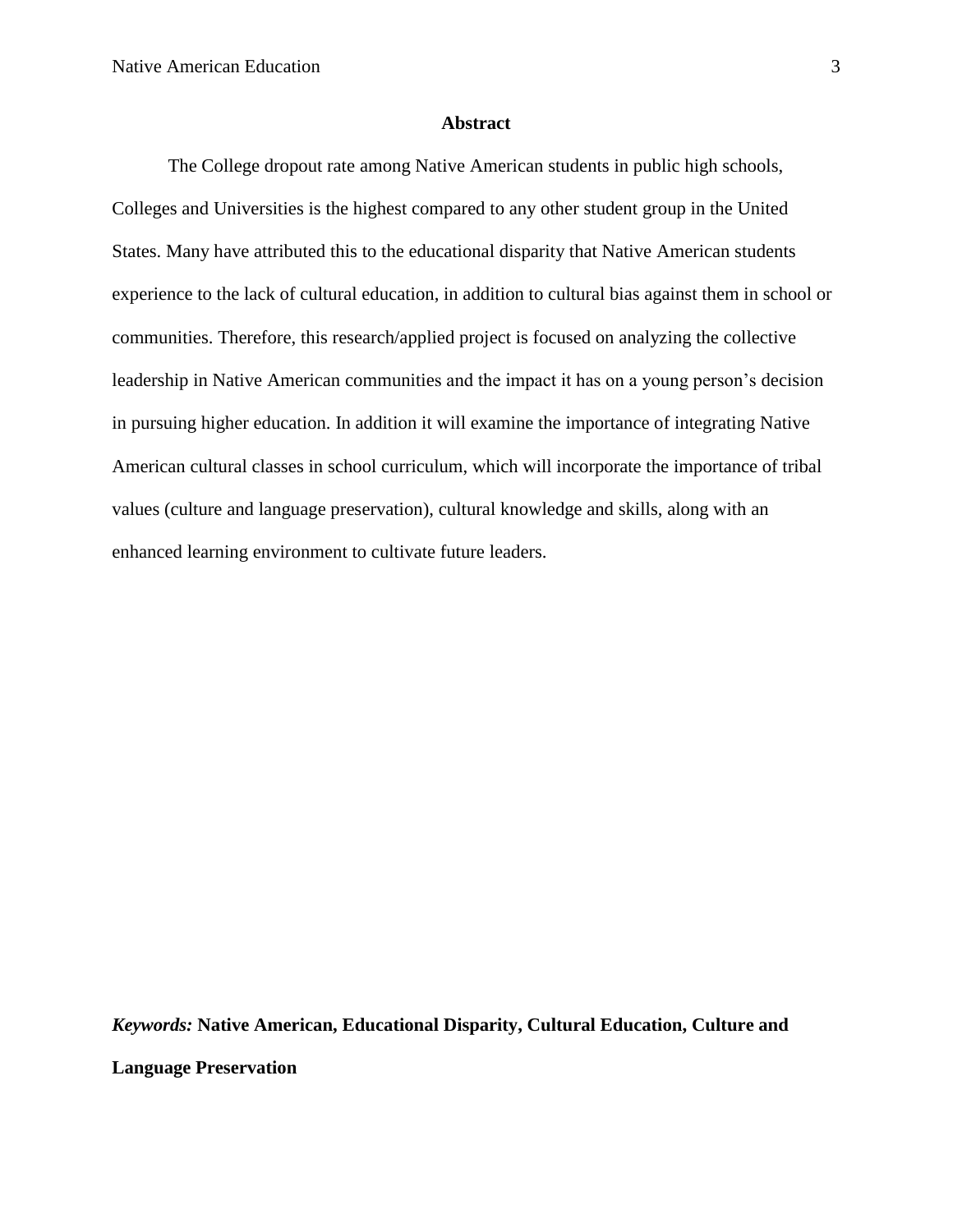# Abstract

The College dropout rate among Native American students in public high schools, Colleges and Universities is the highest compared to any other student group in the United States. Many have attributed this to the educational disparity that Native American students experience to the lack of cultural education, in addition to cultural bias against them in school or communities. Therefore, this research/applied project is focused on analyzing the collective leadership in Native American communities and the impact it has on a young person's decision in pursuing higher education. In addition it will examine the importance of integrating Native American cultural classes in school curriculum, which will incorporate the importance of tribal values (culture and language preservation), cultural knowledge and skills, along with an enhanced learning environment to cultivate future leaders.

***Keywords:*** **Native American, Educational Disparity, Cultural Education, Culture and Language Preservation**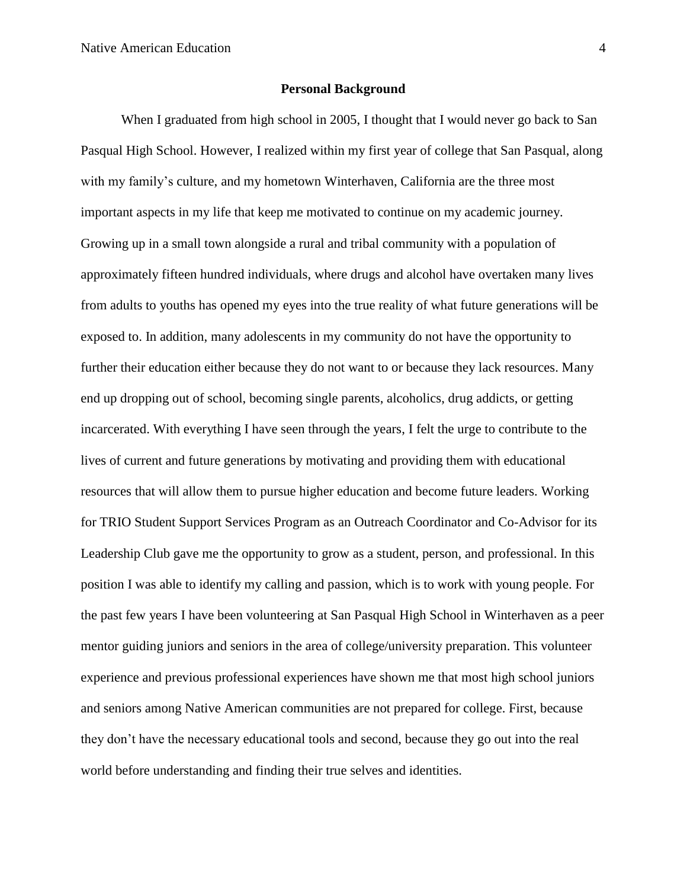## Personal Background

When I graduated from high school in 2005, I thought that I would never go back to San Pasqual High School. However, I realized within my first year of college that San Pasqual, along with my family's culture, and my hometown Winterhaven, California are the three most important aspects in my life that keep me motivated to continue on my academic journey. Growing up in a small town alongside a rural and tribal community with a population of approximately fifteen hundred individuals, where drugs and alcohol have overtaken many lives from adults to youths has opened my eyes into the true reality of what future generations will be exposed to. In addition, many adolescents in my community do not have the opportunity to further their education either because they do not want to or because they lack resources. Many end up dropping out of school, becoming single parents, alcoholics, drug addicts, or getting incarcerated. With everything I have seen through the years, I felt the urge to contribute to the lives of current and future generations by motivating and providing them with educational resources that will allow them to pursue higher education and become future leaders. Working for TRIO Student Support Services Program as an Outreach Coordinator and Co-Advisor for its Leadership Club gave me the opportunity to grow as a student, person, and professional. In this position I was able to identify my calling and passion, which is to work with young people. For the past few years I have been volunteering at San Pasqual High School in Winterhaven as a peer mentor guiding juniors and seniors in the area of college/university preparation. This volunteer experience and previous professional experiences have shown me that most high school juniors and seniors among Native American communities are not prepared for college. First, because they don't have the necessary educational tools and second, because they go out into the real world before understanding and finding their true selves and identities.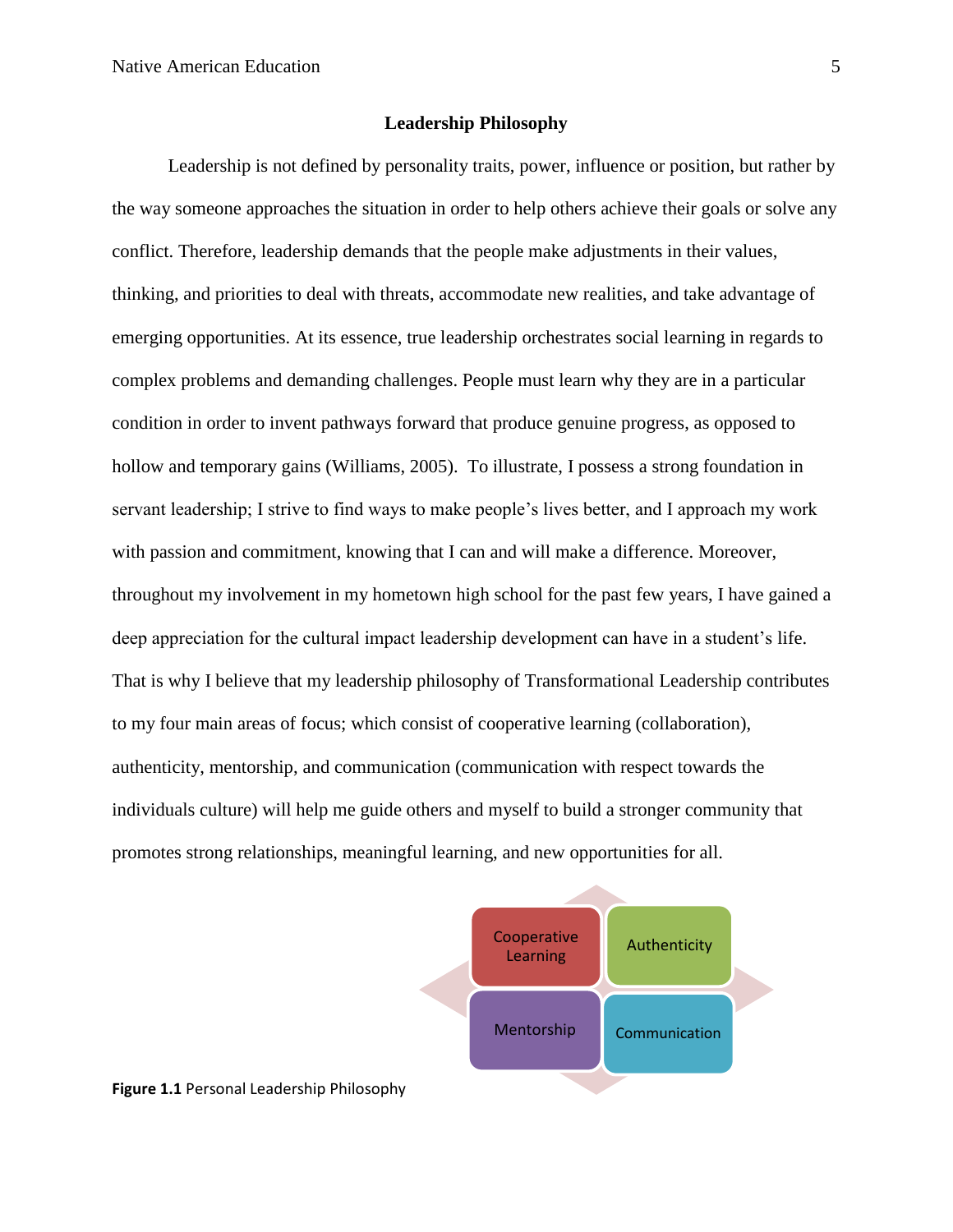## Leadership Philosophy

Leadership is not defined by personality traits, power, influence or position, but rather by the way someone approaches the situation in order to help others achieve their goals or solve any conflict. Therefore, leadership demands that the people make adjustments in their values, thinking, and priorities to deal with threats, accommodate new realities, and take advantage of emerging opportunities. At its essence, true leadership orchestrates social learning in regards to complex problems and demanding challenges. People must learn why they are in a particular condition in order to invent pathways forward that produce genuine progress, as opposed to hollow and temporary gains (Williams, 2005). To illustrate, I possess a strong foundation in servant leadership; I strive to find ways to make people's lives better, and I approach my work with passion and commitment, knowing that I can and will make a difference. Moreover, throughout my involvement in my hometown high school for the past few years, I have gained a deep appreciation for the cultural impact leadership development can have in a student's life. That is why I believe that my leadership philosophy of Transformational Leadership contributes to my four main areas of focus; which consist of cooperative learning (collaboration), authenticity, mentorship, and communication (communication with respect towards the individuals culture) will help me guide others and myself to build a stronger community that promotes strong relationships, meaningful learning, and new opportunities for all.

Cooperative Learning

Authenticity

Mentorship

Communication

**Figure 1.1** Personal Leadership Philosophy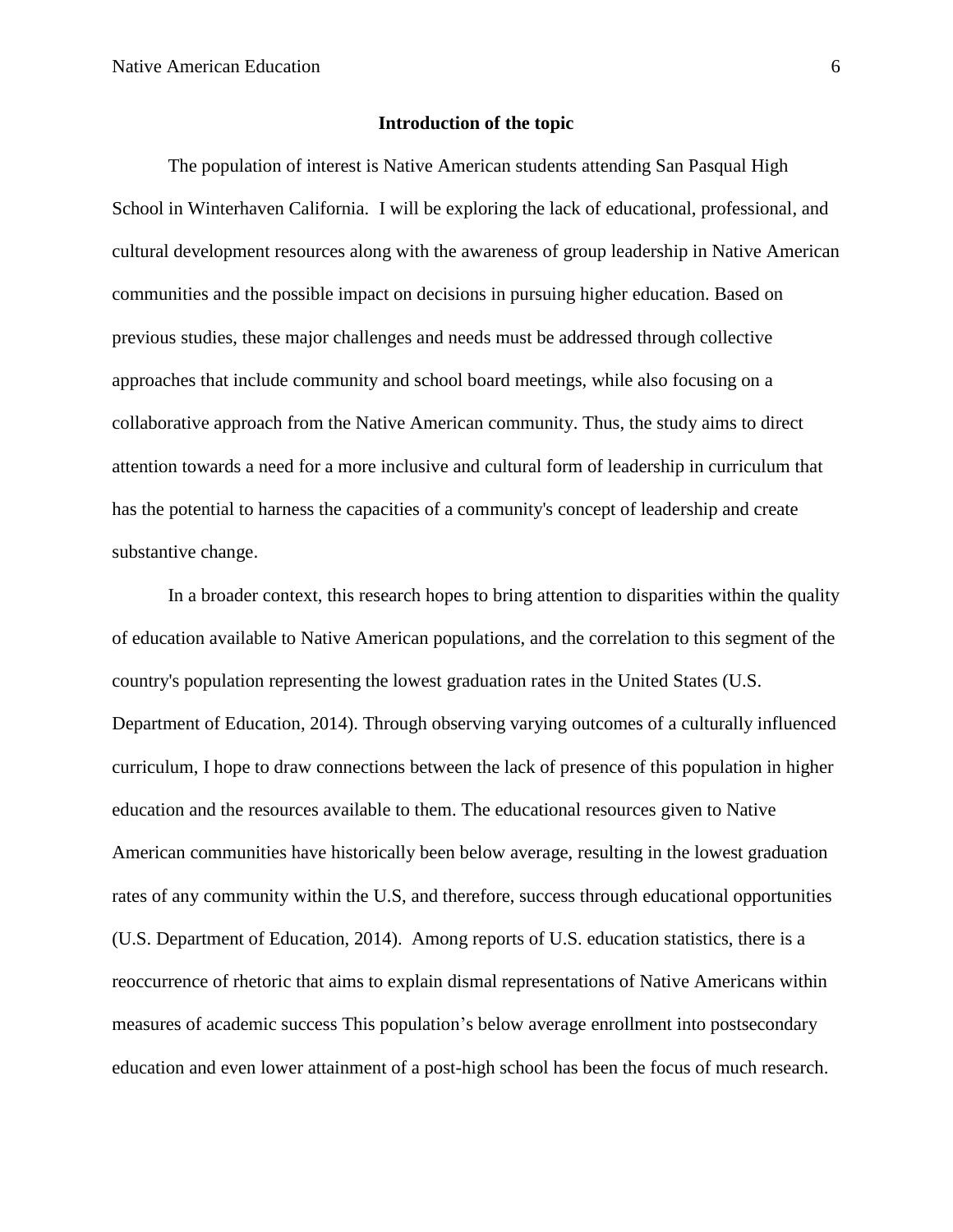**Introduction of the topic**

The population of interest is Native American students attending San Pasqual High School in Winterhaven California. I will be exploring the lack of educational, professional, and cultural development resources along with the awareness of group leadership in Native American communities and the possible impact on decisions in pursuing higher education. Based on previous studies, these major challenges and needs must be addressed through collective approaches that include community and school board meetings, while also focusing on a collaborative approach from the Native American community. Thus, the study aims to direct attention towards a need for a more inclusive and cultural form of leadership in curriculum that has the potential to harness the capacities of a community's concept of leadership and create substantive change.

In a broader context, this research hopes to bring attention to disparities within the quality of education available to Native American populations, and the correlation to this segment of the country's population representing the lowest graduation rates in the United States (U.S. Department of Education, 2014). Through observing varying outcomes of a culturally influenced curriculum, I hope to draw connections between the lack of presence of this population in higher education and the resources available to them. The educational resources given to Native American communities have historically been below average, resulting in the lowest graduation rates of any community within the U.S, and therefore, success through educational opportunities (U.S. Department of Education, 2014). Among reports of U.S. education statistics, there is a reoccurrence of rhetoric that aims to explain dismal representations of Native Americans within measures of academic success This population's below average enrollment into postsecondary education and even lower attainment of a post-high school has been the focus of much research.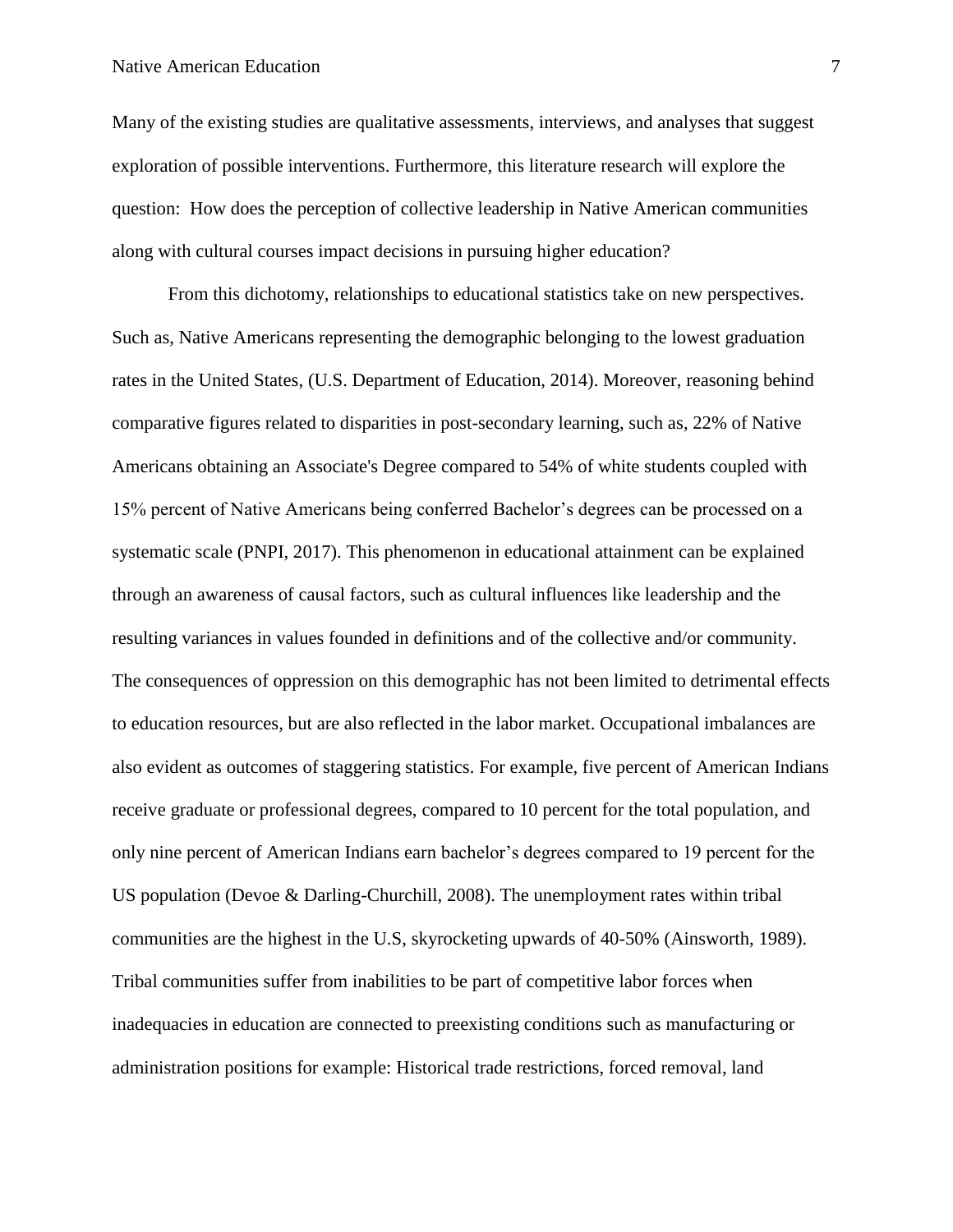Many of the existing studies are qualitative assessments, interviews, and analyses that suggest exploration of possible interventions. Furthermore, this literature research will explore the question: How does the perception of collective leadership in Native American communities along with cultural courses impact decisions in pursuing higher education?

From this dichotomy, relationships to educational statistics take on new perspectives. Such as, Native Americans representing the demographic belonging to the lowest graduation rates in the United States, (U.S. Department of Education, 2014). Moreover, reasoning behind comparative figures related to disparities in post-secondary learning, such as, 22% of Native Americans obtaining an Associate's Degree compared to 54% of white students coupled with 15% percent of Native Americans being conferred Bachelor's degrees can be processed on a systematic scale (PNPI, 2017). This phenomenon in educational attainment can be explained through an awareness of causal factors, such as cultural influences like leadership and the resulting variances in values founded in definitions and of the collective and/or community. The consequences of oppression on this demographic has not been limited to detrimental effects to education resources, but are also reflected in the labor market. Occupational imbalances are also evident as outcomes of staggering statistics. For example, five percent of American Indians receive graduate or professional degrees, compared to 10 percent for the total population, and only nine percent of American Indians earn bachelor's degrees compared to 19 percent for the US population (Devoe & Darling-Churchill, 2008). The unemployment rates within tribal communities are the highest in the U.S, skyrocketing upwards of 40-50% (Ainsworth, 1989). Tribal communities suffer from inabilities to be part of competitive labor forces when inadequacies in education are connected to preexisting conditions such as manufacturing or administration positions for example: Historical trade restrictions, forced removal, land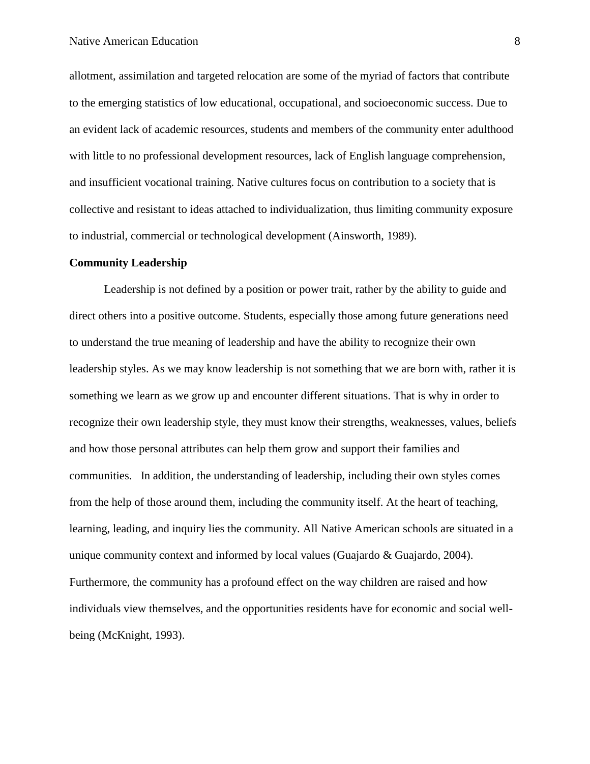allotment, assimilation and targeted relocation are some of the myriad of factors that contribute to the emerging statistics of low educational, occupational, and socioeconomic success. Due to an evident lack of academic resources, students and members of the community enter adulthood with little to no professional development resources, lack of English language comprehension, and insufficient vocational training. Native cultures focus on contribution to a society that is collective and resistant to ideas attached to individualization, thus limiting community exposure to industrial, commercial or technological development (Ainsworth, 1989).

**Community Leadership**

Leadership is not defined by a position or power trait, rather by the ability to guide and direct others into a positive outcome. Students, especially those among future generations need to understand the true meaning of leadership and have the ability to recognize their own leadership styles. As we may know leadership is not something that we are born with, rather it is something we learn as we grow up and encounter different situations. That is why in order to recognize their own leadership style, they must know their strengths, weaknesses, values, beliefs and how those personal attributes can help them grow and support their families and communities. In addition, the understanding of leadership, including their own styles comes from the help of those around them, including the community itself. At the heart of teaching, learning, leading, and inquiry lies the community. All Native American schools are situated in a unique community context and informed by local values (Guajardo & Guajardo, 2004). Furthermore, the community has a profound effect on the way children are raised and how individuals view themselves, and the opportunities residents have for economic and social well-being (McKnight, 1993).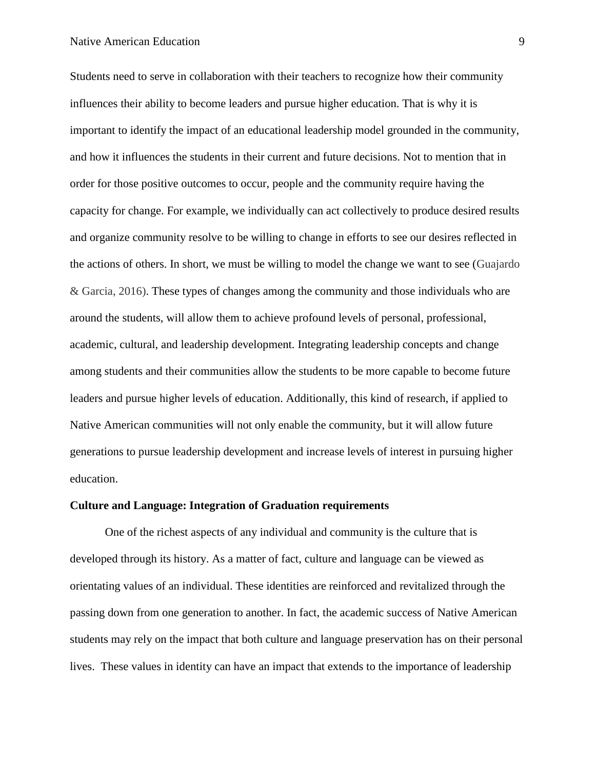Students need to serve in collaboration with their teachers to recognize how their community influences their ability to become leaders and pursue higher education. That is why it is important to identify the impact of an educational leadership model grounded in the community, and how it influences the students in their current and future decisions. Not to mention that in order for those positive outcomes to occur, people and the community require having the capacity for change. For example, we individually can act collectively to produce desired results and organize community resolve to be willing to change in efforts to see our desires reflected in the actions of others. In short, we must be willing to model the change we want to see (Guajardo & Garcia, 2016). These types of changes among the community and those individuals who are around the students, will allow them to achieve profound levels of personal, professional, academic, cultural, and leadership development. Integrating leadership concepts and change among students and their communities allow the students to be more capable to become future leaders and pursue higher levels of education. Additionally, this kind of research, if applied to Native American communities will not only enable the community, but it will allow future generations to pursue leadership development and increase levels of interest in pursuing higher education.

**Culture and Language: Integration of Graduation requirements**

One of the richest aspects of any individual and community is the culture that is developed through its history. As a matter of fact, culture and language can be viewed as orientating values of an individual. These identities are reinforced and revitalized through the passing down from one generation to another. In fact, the academic success of Native American students may rely on the impact that both culture and language preservation has on their personal lives. These values in identity can have an impact that extends to the importance of leadership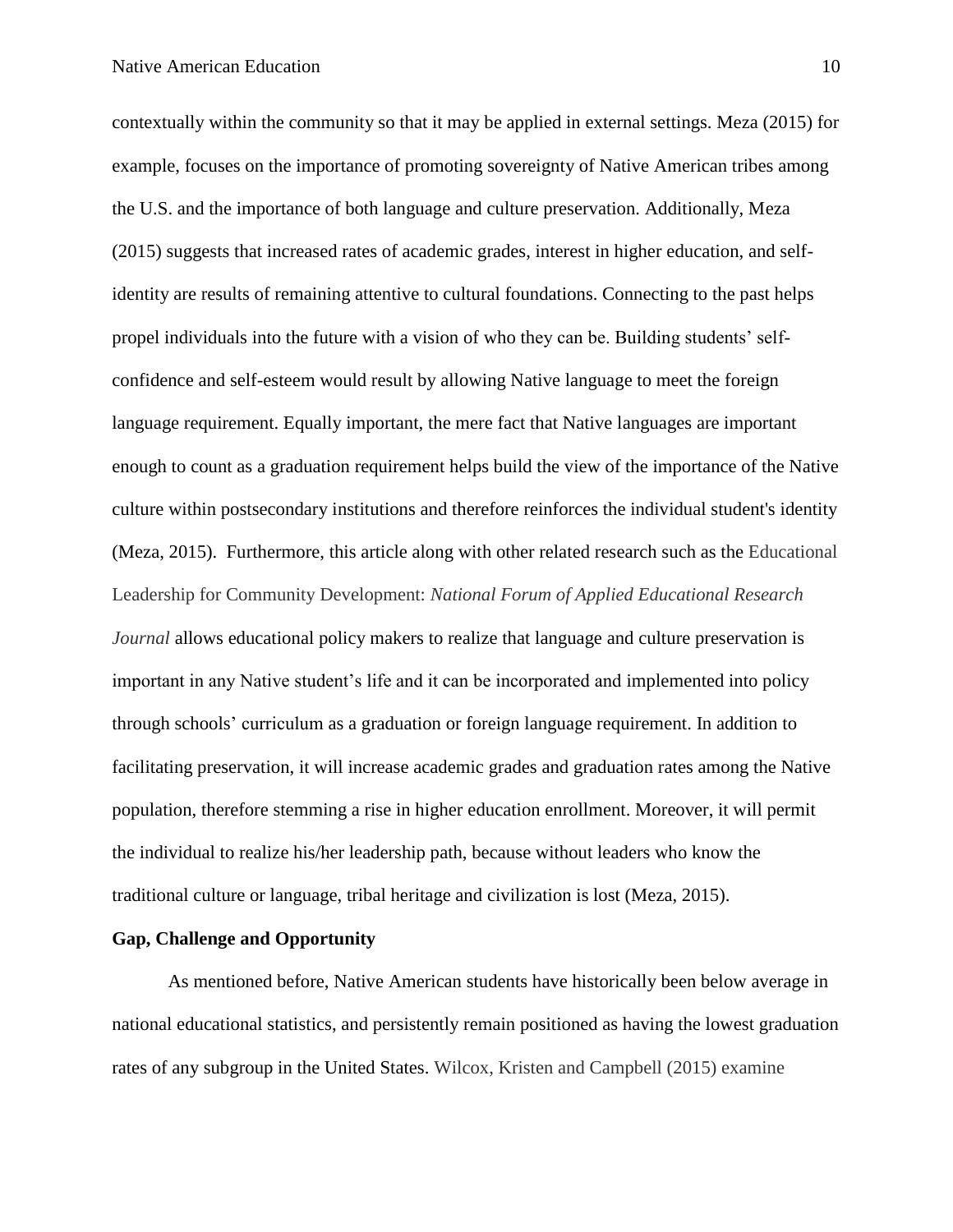contextually within the community so that it may be applied in external settings. Meza (2015) for example, focuses on the importance of promoting sovereignty of Native American tribes among the U.S. and the importance of both language and culture preservation. Additionally, Meza (2015) suggests that increased rates of academic grades, interest in higher education, and self-identity are results of remaining attentive to cultural foundations. Connecting to the past helps propel individuals into the future with a vision of who they can be. Building students' self-confidence and self-esteem would result by allowing Native language to meet the foreign language requirement. Equally important, the mere fact that Native languages are important enough to count as a graduation requirement helps build the view of the importance of the Native culture within postsecondary institutions and therefore reinforces the individual student's identity (Meza, 2015). Furthermore, this article along with other related research such as the Educational Leadership for Community Development: *National Forum of Applied Educational Research Journal* allows educational policy makers to realize that language and culture preservation is important in any Native student's life and it can be incorporated and implemented into policy through schools' curriculum as a graduation or foreign language requirement. In addition to facilitating preservation, it will increase academic grades and graduation rates among the Native population, therefore stemming a rise in higher education enrollment. Moreover, it will permit the individual to realize his/her leadership path, because without leaders who know the traditional culture or language, tribal heritage and civilization is lost (Meza, 2015).

**Gap, Challenge and Opportunity**

As mentioned before, Native American students have historically been below average in national educational statistics, and persistently remain positioned as having the lowest graduation rates of any subgroup in the United States. Wilcox, Kristen and Campbell (2015) examine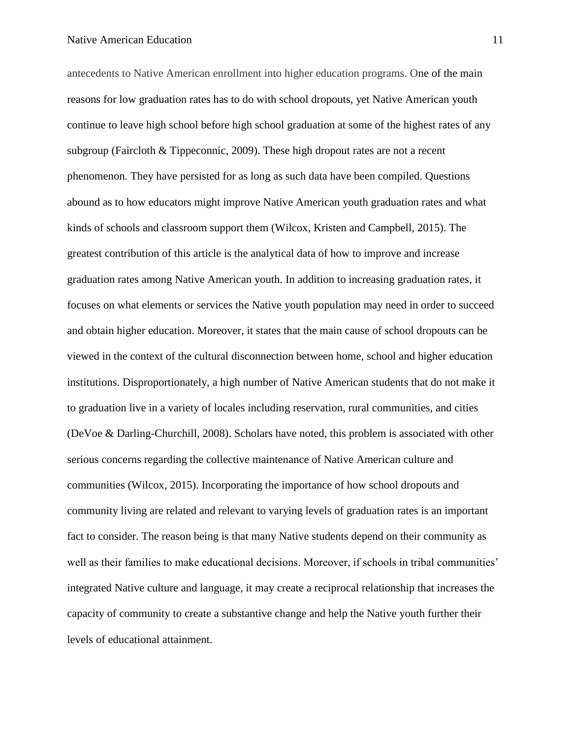antecedents to Native American enrollment into higher education programs. One of the main reasons for low graduation rates has to do with school dropouts, yet Native American youth continue to leave high school before high school graduation at some of the highest rates of any subgroup (Faircloth & Tippeconnic, 2009). These high dropout rates are not a recent phenomenon. They have persisted for as long as such data have been compiled. Questions abound as to how educators might improve Native American youth graduation rates and what kinds of schools and classroom support them (Wilcox, Kristen and Campbell, 2015). The greatest contribution of this article is the analytical data of how to improve and increase graduation rates among Native American youth. In addition to increasing graduation rates, it focuses on what elements or services the Native youth population may need in order to succeed and obtain higher education. Moreover, it states that the main cause of school dropouts can be viewed in the context of the cultural disconnection between home, school and higher education institutions. Disproportionately, a high number of Native American students that do not make it to graduation live in a variety of locales including reservation, rural communities, and cities (DeVoe & Darling-Churchill, 2008). Scholars have noted, this problem is associated with other serious concerns regarding the collective maintenance of Native American culture and communities (Wilcox, 2015). Incorporating the importance of how school dropouts and community living are related and relevant to varying levels of graduation rates is an important fact to consider. The reason being is that many Native students depend on their community as well as their families to make educational decisions. Moreover, if schools in tribal communities' integrated Native culture and language, it may create a reciprocal relationship that increases the capacity of community to create a substantive change and help the Native youth further their levels of educational attainment.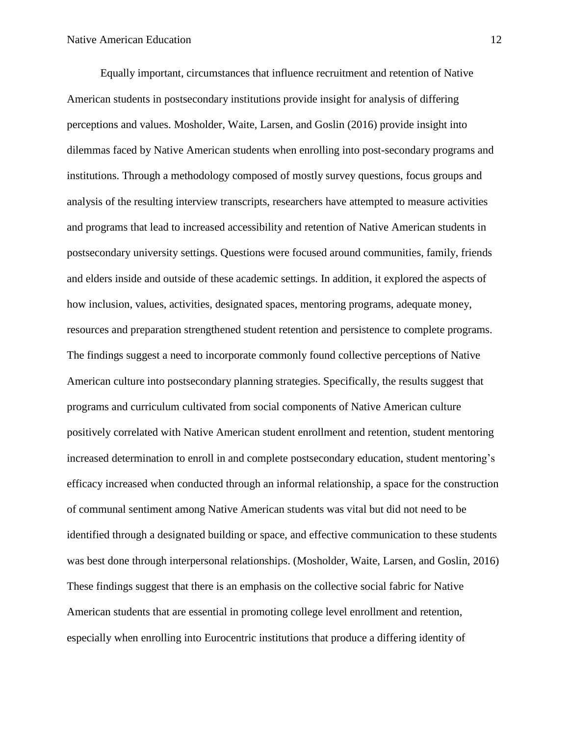Equally important, circumstances that influence recruitment and retention of Native American students in postsecondary institutions provide insight for analysis of differing perceptions and values. Mosholder, Waite, Larsen, and Goslin (2016) provide insight into dilemmas faced by Native American students when enrolling into post-secondary programs and institutions. Through a methodology composed of mostly survey questions, focus groups and analysis of the resulting interview transcripts, researchers have attempted to measure activities and programs that lead to increased accessibility and retention of Native American students in postsecondary university settings. Questions were focused around communities, family, friends and elders inside and outside of these academic settings. In addition, it explored the aspects of how inclusion, values, activities, designated spaces, mentoring programs, adequate money, resources and preparation strengthened student retention and persistence to complete programs. The findings suggest a need to incorporate commonly found collective perceptions of Native American culture into postsecondary planning strategies. Specifically, the results suggest that programs and curriculum cultivated from social components of Native American culture positively correlated with Native American student enrollment and retention, student mentoring increased determination to enroll in and complete postsecondary education, student mentoring's efficacy increased when conducted through an informal relationship, a space for the construction of communal sentiment among Native American students was vital but did not need to be identified through a designated building or space, and effective communication to these students was best done through interpersonal relationships. (Mosholder, Waite, Larsen, and Goslin, 2016) These findings suggest that there is an emphasis on the collective social fabric for Native American students that are essential in promoting college level enrollment and retention, especially when enrolling into Eurocentric institutions that produce a differing identity of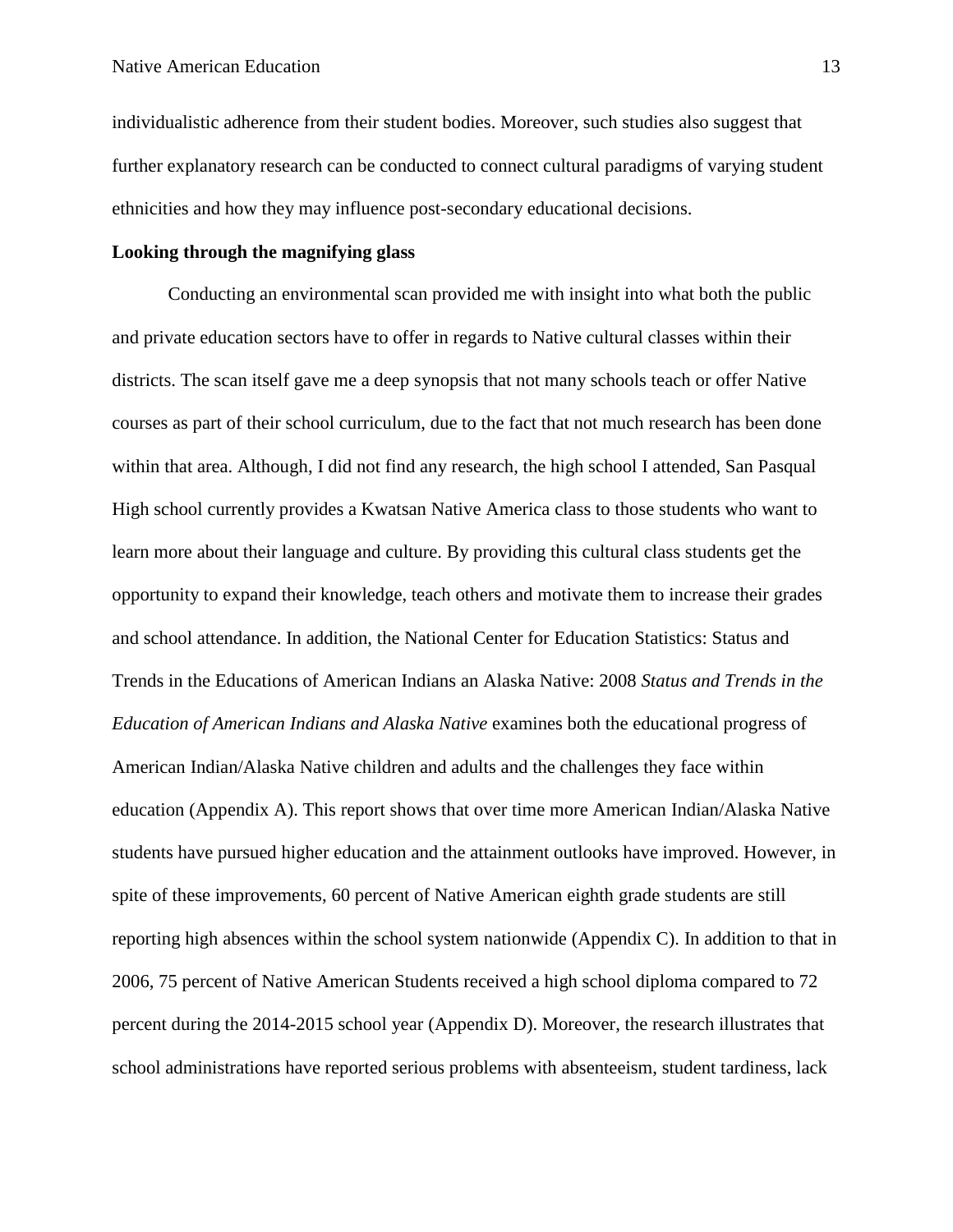individualistic adherence from their student bodies. Moreover, such studies also suggest that further explanatory research can be conducted to connect cultural paradigms of varying student ethnicities and how they may influence post-secondary educational decisions.

**Looking through the magnifying glass**

Conducting an environmental scan provided me with insight into what both the public and private education sectors have to offer in regards to Native cultural classes within their districts. The scan itself gave me a deep synopsis that not many schools teach or offer Native courses as part of their school curriculum, due to the fact that not much research has been done within that area. Although, I did not find any research, the high school I attended, San Pasqual High school currently provides a Kwatsan Native America class to those students who want to learn more about their language and culture. By providing this cultural class students get the opportunity to expand their knowledge, teach others and motivate them to increase their grades and school attendance. In addition, the National Center for Education Statistics: Status and Trends in the Educations of American Indians an Alaska Native: 2008 *Status and Trends in the Education of American Indians and Alaska Native* examines both the educational progress of American Indian/Alaska Native children and adults and the challenges they face within education (Appendix A). This report shows that over time more American Indian/Alaska Native students have pursued higher education and the attainment outlooks have improved. However, in spite of these improvements, 60 percent of Native American eighth grade students are still reporting high absences within the school system nationwide (Appendix C). In addition to that in 2006, 75 percent of Native American Students received a high school diploma compared to 72 percent during the 2014-2015 school year (Appendix D). Moreover, the research illustrates that school administrations have reported serious problems with absenteeism, student tardiness, lack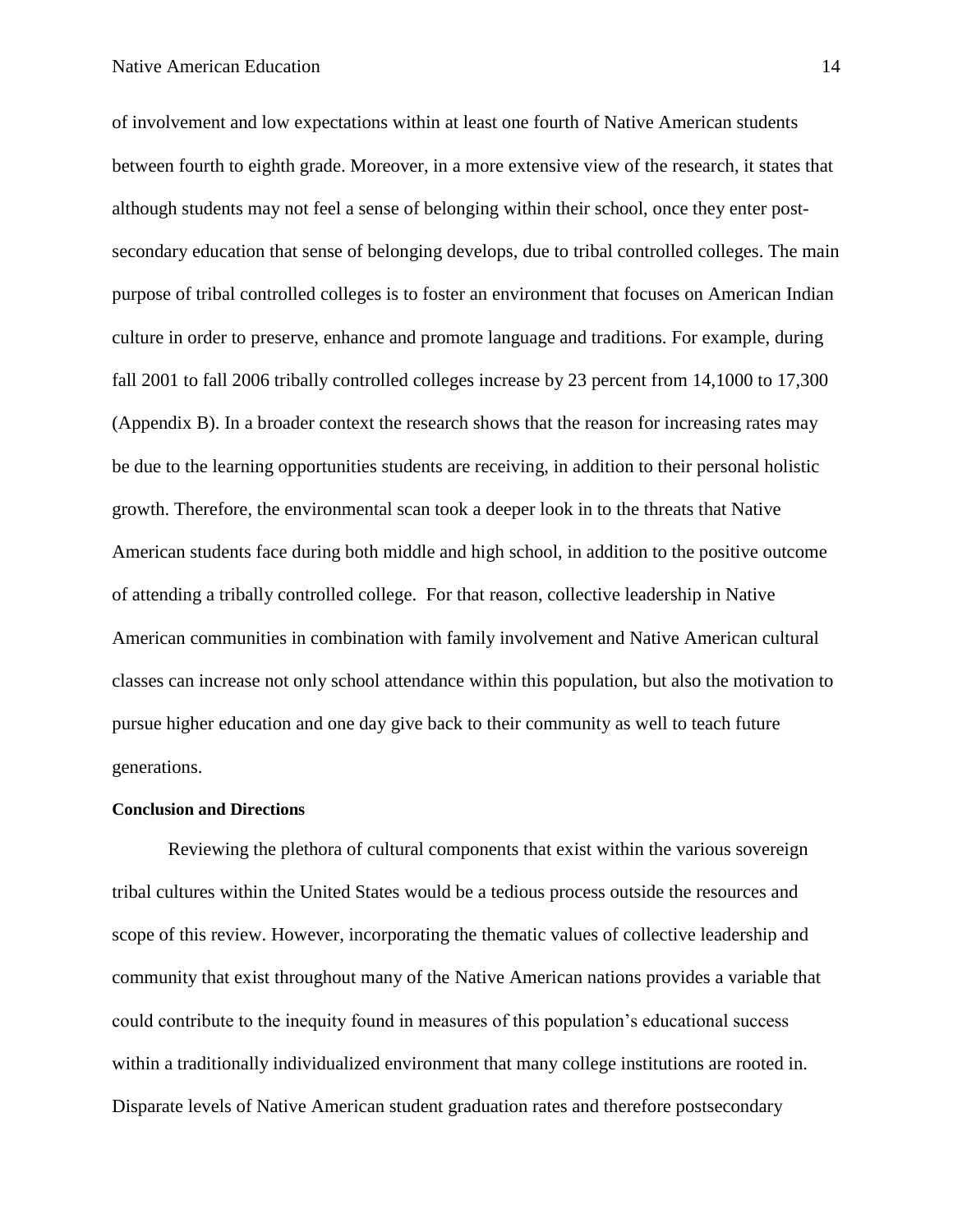of involvement and low expectations within at least one fourth of Native American students between fourth to eighth grade. Moreover, in a more extensive view of the research, it states that although students may not feel a sense of belonging within their school, once they enter post-secondary education that sense of belonging develops, due to tribal controlled colleges. The main purpose of tribal controlled colleges is to foster an environment that focuses on American Indian culture in order to preserve, enhance and promote language and traditions. For example, during fall 2001 to fall 2006 tribally controlled colleges increase by 23 percent from 14,1000 to 17,300 (Appendix B). In a broader context the research shows that the reason for increasing rates may be due to the learning opportunities students are receiving, in addition to their personal holistic growth. Therefore, the environmental scan took a deeper look in to the threats that Native American students face during both middle and high school, in addition to the positive outcome of attending a tribally controlled college. For that reason, collective leadership in Native American communities in combination with family involvement and Native American cultural classes can increase not only school attendance within this population, but also the motivation to pursue higher education and one day give back to their community as well to teach future generations.

**Conclusion and Directions**

Reviewing the plethora of cultural components that exist within the various sovereign tribal cultures within the United States would be a tedious process outside the resources and scope of this review. However, incorporating the thematic values of collective leadership and community that exist throughout many of the Native American nations provides a variable that could contribute to the inequity found in measures of this population's educational success within a traditionally individualized environment that many college institutions are rooted in. Disparate levels of Native American student graduation rates and therefore postsecondary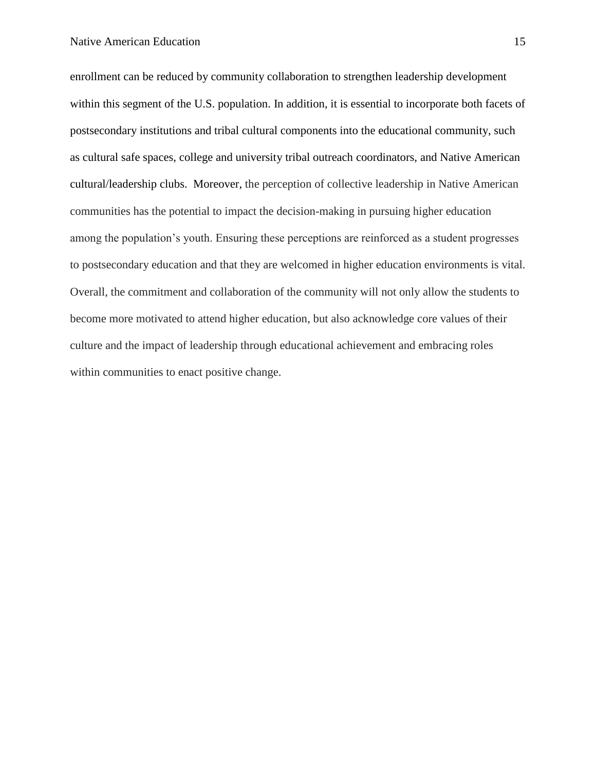enrollment can be reduced by community collaboration to strengthen leadership development within this segment of the U.S. population. In addition, it is essential to incorporate both facets of postsecondary institutions and tribal cultural components into the educational community, such as cultural safe spaces, college and university tribal outreach coordinators, and Native American cultural/leadership clubs. Moreover, the perception of collective leadership in Native American communities has the potential to impact the decision-making in pursuing higher education among the population's youth. Ensuring these perceptions are reinforced as a student progresses to postsecondary education and that they are welcomed in higher education environments is vital. Overall, the commitment and collaboration of the community will not only allow the students to become more motivated to attend higher education, but also acknowledge core values of their culture and the impact of leadership through educational achievement and embracing roles within communities to enact positive change.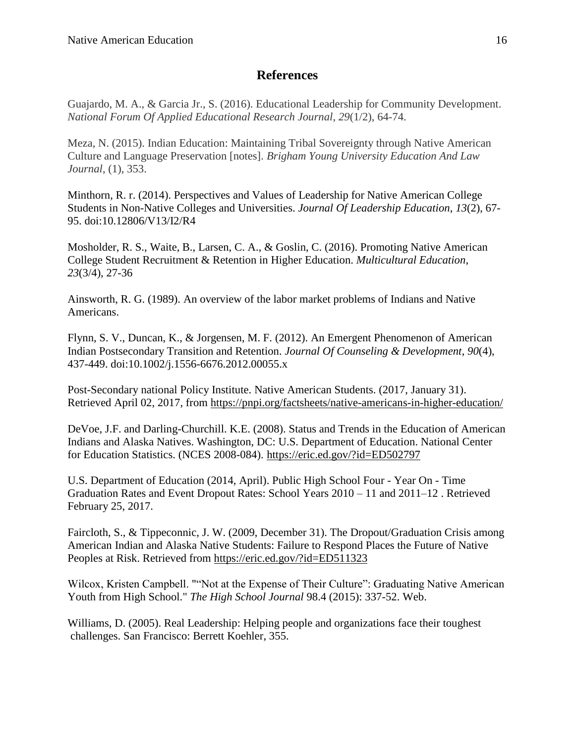# References

Guajardo, M. A., & Garcia Jr., S. (2016). Educational Leadership for Community Development. *National Forum Of Applied Educational Research Journal*, *29*(1/2), 64-74.

Meza, N. (2015). Indian Education: Maintaining Tribal Sovereignty through Native American Culture and Language Preservation [notes]. *Brigham Young University Education And Law Journal*, (1), 353.

Minthorn, R. r. (2014). Perspectives and Values of Leadership for Native American College Students in Non-Native Colleges and Universities. *Journal Of Leadership Education*, *13*(2), 67-95. doi:10.12806/V13/I2/R4

Mosholder, R. S., Waite, B., Larsen, C. A., & Goslin, C. (2016). Promoting Native American College Student Recruitment & Retention in Higher Education. *Multicultural Education*, *23*(3/4), 27-36

Ainsworth, R. G. (1989). An overview of the labor market problems of Indians and Native Americans.

Flynn, S. V., Duncan, K., & Jorgensen, M. F. (2012). An Emergent Phenomenon of American Indian Postsecondary Transition and Retention. *Journal Of Counseling & Development*, *90*(4), 437-449. doi:10.1002/j.1556-6676.2012.00055.x

Post-Secondary national Policy Institute. Native American Students. (2017, January 31). Retrieved April 02, 2017, from https://pnpi.org/factsheets/native-americans-in-higher-education/

DeVoe, J.F. and Darling-Churchill. K.E. (2008). Status and Trends in the Education of American Indians and Alaska Natives. Washington, DC: U.S. Department of Education. National Center for Education Statistics. (NCES 2008-084). https://eric.ed.gov/?id=ED502797

U.S. Department of Education (2014, April). Public High School Four - Year On - Time Graduation Rates and Event Dropout Rates: School Years 2010 – 11 and 2011–12 . Retrieved February 25, 2017.

Faircloth, S., & Tippeconnic, J. W. (2009, December 31). The Dropout/Graduation Crisis among American Indian and Alaska Native Students: Failure to Respond Places the Future of Native Peoples at Risk. Retrieved from https://eric.ed.gov/?id=ED511323

Wilcox, Kristen Campbell. ""Not at the Expense of Their Culture": Graduating Native American Youth from High School." *The High School Journal* 98.4 (2015): 337-52. Web.

Williams, D. (2005). Real Leadership: Helping people and organizations face their toughest challenges. San Francisco: Berrett Koehler, 355.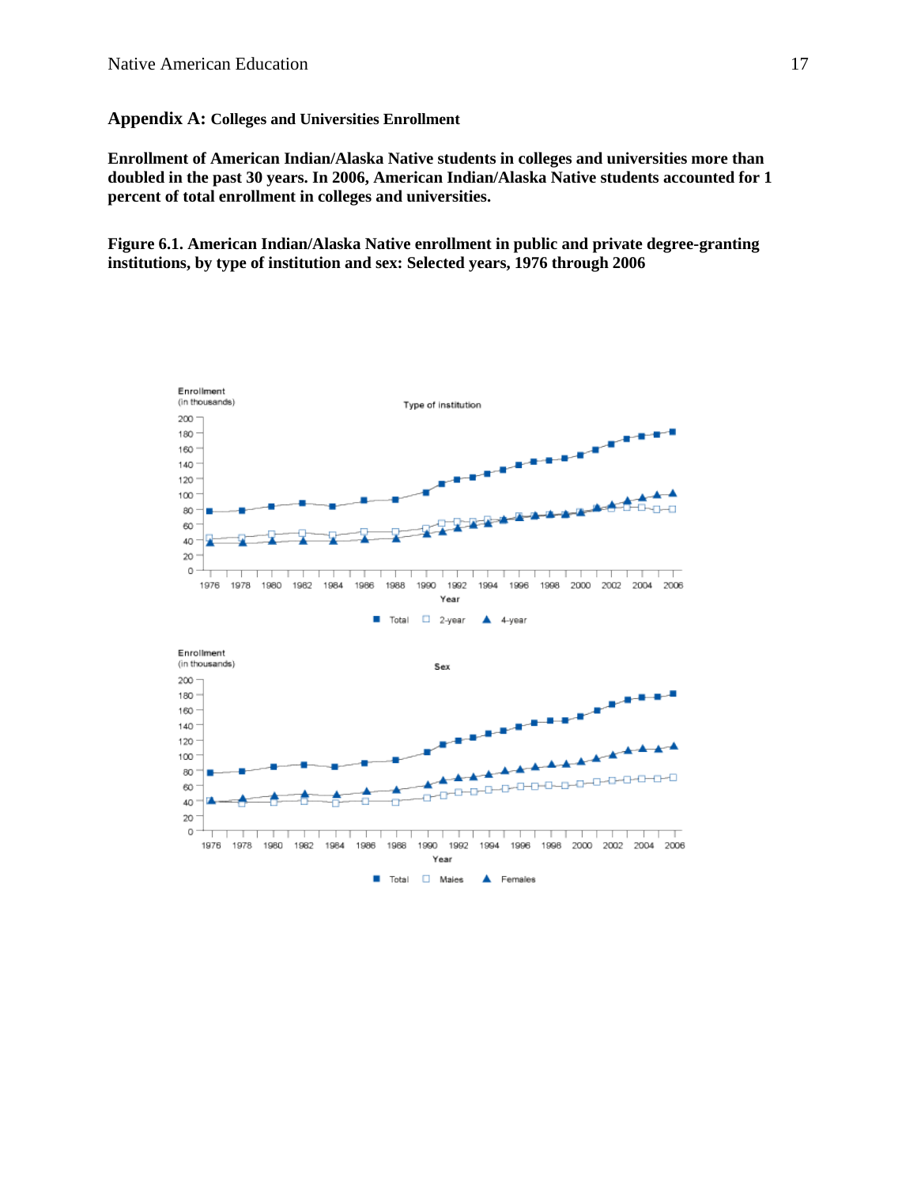## Appendix A: Colleges and Universities Enrollment

**Enrollment of American Indian/Alaska Native students in colleges and universities more than doubled in the past 30 years. In 2006, American Indian/Alaska Native students accounted for 1 percent of total enrollment in colleges and universities.**

**Figure 6.1. American Indian/Alaska Native enrollment in public and private degree-granting institutions, by type of institution and sex: Selected years, 1976 through 2006**

Enrollment
(in thousands)

Type of institution

200
180
160
140
120
100
80
60
40
20
0

1976 1978 1980 1982 1984 1986 1988 1990 1992 1994 1996 1998 2000 2002 2004 2006

Year

Total 2-year 4-year

Enrollment
(in thousands)

Sex

200
180
160
140
120
100
80
60
40
20
0

1976 1978 1980 1982 1984 1986 1988 1990 1992 1994 1996 1998 2000 2002 2004 2006

Year

Total Males Females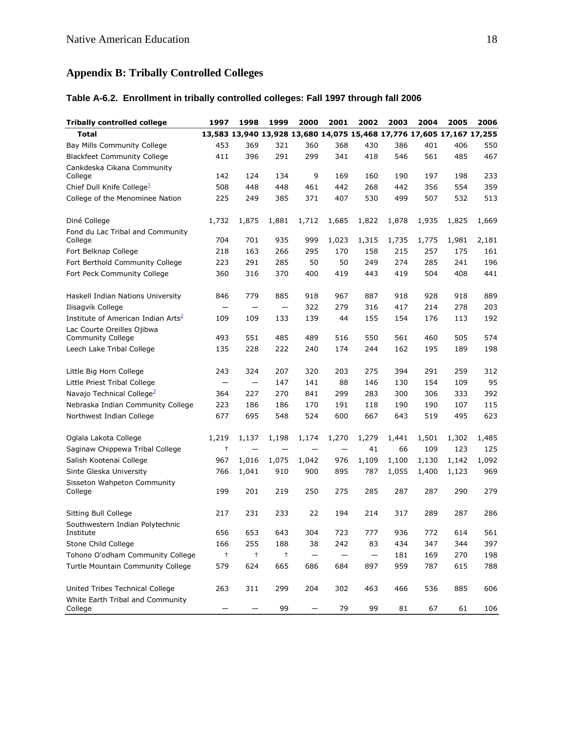## Appendix B: Tribally Controlled Colleges

### Table A-6.2. Enrollment in tribally controlled colleges: Fall 1997 through fall 2006

| Tribally controlled college | 1997 | 1998 | 1999 | 2000 | 2001 | 2002 | 2003 | 2004 | 2005 | 2006 |
|---|---|---|---|---|---|---|---|---|---|---|
| **Total** | **13,583** | **13,940** | **13,928** | **13,680** | **14,075** | **15,468** | **17,776** | **17,605** | **17,167** | **17,255** |
| Bay Mills Community College | 453 | 369 | 321 | 360 | 368 | 430 | 386 | 401 | 406 | 550 |
| Blackfeet Community College | 411 | 396 | 291 | 299 | 341 | 418 | 546 | 561 | 485 | 467 |
| Cankdeska Cikana Community College | 142 | 124 | 134 | 9 | 169 | 160 | 190 | 197 | 198 | 233 |
| Chief Dull Knife College[1] | 508 | 448 | 448 | 461 | 442 | 268 | 442 | 356 | 554 | 359 |
| College of the Menominee Nation | 225 | 249 | 385 | 371 | 407 | 530 | 499 | 507 | 532 | 513 |
| Diné College | 1,732 | 1,875 | 1,881 | 1,712 | 1,685 | 1,822 | 1,878 | 1,935 | 1,825 | 1,669 |
| Fond du Lac Tribal and Community College | 704 | 701 | 935 | 999 | 1,023 | 1,315 | 1,735 | 1,775 | 1,981 | 2,181 |
| Fort Belknap College | 218 | 163 | 266 | 295 | 170 | 158 | 215 | 257 | 175 | 161 |
| Fort Berthold Community College | 223 | 291 | 285 | 50 | 50 | 249 | 274 | 285 | 241 | 196 |
| Fort Peck Community College | 360 | 316 | 370 | 400 | 419 | 443 | 419 | 504 | 408 | 441 |
| Haskell Indian Nations University | 846 | 779 | 885 | 918 | 967 | 887 | 918 | 928 | 918 | 889 |
| Ilisagvik College | — | — | — | 322 | 279 | 316 | 417 | 214 | 278 | 203 |
| Institute of American Indian Arts[2] | 109 | 109 | 133 | 139 | 44 | 155 | 154 | 176 | 113 | 192 |
| Lac Courte Oreilles Ojibwa Community College | 493 | 551 | 485 | 489 | 516 | 550 | 561 | 460 | 505 | 574 |
| Leech Lake Tribal College | 135 | 228 | 222 | 240 | 174 | 244 | 162 | 195 | 189 | 198 |
| Little Big Horn College | 243 | 324 | 207 | 320 | 203 | 275 | 394 | 291 | 259 | 312 |
| Little Priest Tribal College | — | — | 147 | 141 | 88 | 146 | 130 | 154 | 109 | 95 |
| Navajo Technical College[3] | 364 | 227 | 270 | 841 | 299 | 283 | 300 | 306 | 333 | 392 |
| Nebraska Indian Community College | 223 | 186 | 186 | 170 | 191 | 118 | 190 | 190 | 107 | 115 |
| Northwest Indian College | 677 | 695 | 548 | 524 | 600 | 667 | 643 | 519 | 495 | 623 |
| Oglala Lakota College | 1,219 | 1,137 | 1,198 | 1,174 | 1,270 | 1,279 | 1,441 | 1,501 | 1,302 | 1,485 |
| Saginaw Chippewa Tribal College | † | — | — | — | — | 41 | 66 | 109 | 123 | 125 |
| Salish Kootenai College | 967 | 1,016 | 1,075 | 1,042 | 976 | 1,109 | 1,100 | 1,130 | 1,142 | 1,092 |
| Sinte Gleska University | 766 | 1,041 | 910 | 900 | 895 | 787 | 1,055 | 1,400 | 1,123 | 969 |
| Sisseton Wahpeton Community College | 199 | 201 | 219 | 250 | 275 | 285 | 287 | 287 | 290 | 279 |
| Sitting Bull College | 217 | 231 | 233 | 22 | 194 | 214 | 317 | 289 | 287 | 286 |
| Southwestern Indian Polytechnic Institute | 656 | 653 | 643 | 304 | 723 | 777 | 936 | 772 | 614 | 561 |
| Stone Child College | 166 | 255 | 188 | 38 | 242 | 83 | 434 | 347 | 344 | 397 |
| Tohono O'odham Community College | † | † | † | — | — | — | 181 | 169 | 270 | 198 |
| Turtle Mountain Community College | 579 | 624 | 665 | 686 | 684 | 897 | 959 | 787 | 615 | 788 |
| United Tribes Technical College | 263 | 311 | 299 | 204 | 302 | 463 | 466 | 536 | 885 | 606 |
| White Earth Tribal and Community College | — | — | 99 | — | 79 | 99 | 81 | 67 | 61 | 106 |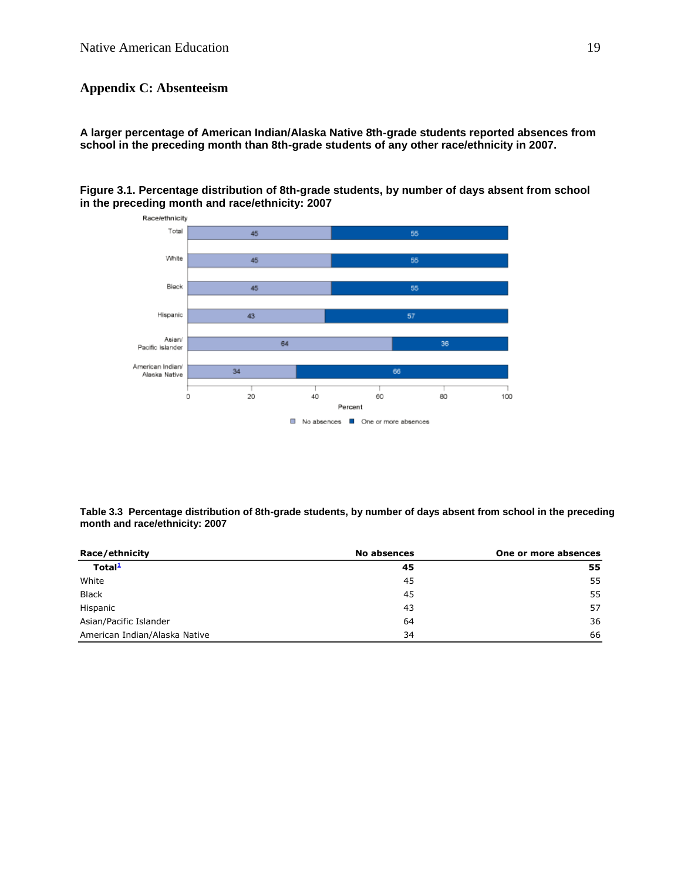## Appendix C: Absenteeism

**A larger percentage of American Indian/Alaska Native 8th-grade students reported absences from school in the preceding month than 8th-grade students of any other race/ethnicity in 2007.**

**Figure 3.1. Percentage distribution of 8th-grade students, by number of days absent from school in the preceding month and race/ethnicity: 2007**

Race/ethnicity

Total 45 55

White 45 55

Black 45 55

Hispanic 43 57

Asian/ Pacific Islander 64 36

American Indian/ Alaska Native 34 66

0 20 40 60 80 100

Percent

No absences One or more absences

**Table 3.3 Percentage distribution of 8th-grade students, by number of days absent from school in the preceding month and race/ethnicity: 2007**

| Race/ethnicity | No absences | One or more absences |
|---|---|---|
| **Total**[1] | **45** | **55** |
| White | 45 | 55 |
| Black | 45 | 55 |
| Hispanic | 43 | 57 |
| Asian/Pacific Islander | 64 | 36 |
| American Indian/Alaska Native | 34 | 66 |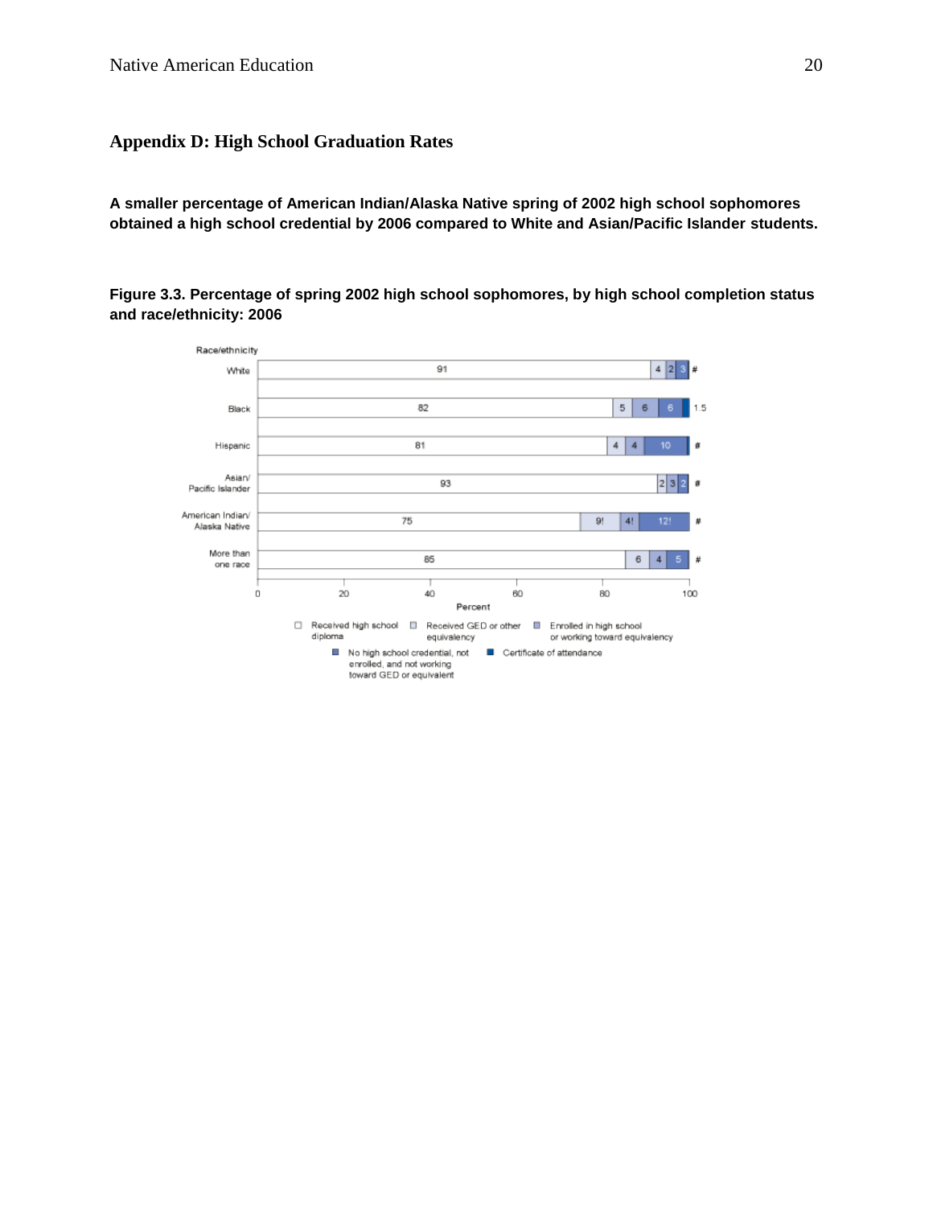## Appendix D: High School Graduation Rates

**A smaller percentage of American Indian/Alaska Native spring of 2002 high school sophomores obtained a high school credential by 2006 compared to White and Asian/Pacific Islander students.**

**Figure 3.3. Percentage of spring 2002 high school sophomores, by high school completion status and race/ethnicity: 2006**

Race/ethnicity

White 91 4 2 3 #

Black 82 5 6 6 1.5

Hispanic 81 4 4 10 #

Asian/ Pacific Islander 93 2 3 2 #

American Indian/ Alaska Native 75 9! 4! 12! #

More than one race 85 6 4 5 #

0 20 40 60 80 100

Percent

Received high school diploma

Received GED or other equivalency

Enrolled in high school or working toward equivalency

No high school credential, not enrolled, and not working toward GED or equivalent

Certificate of attendance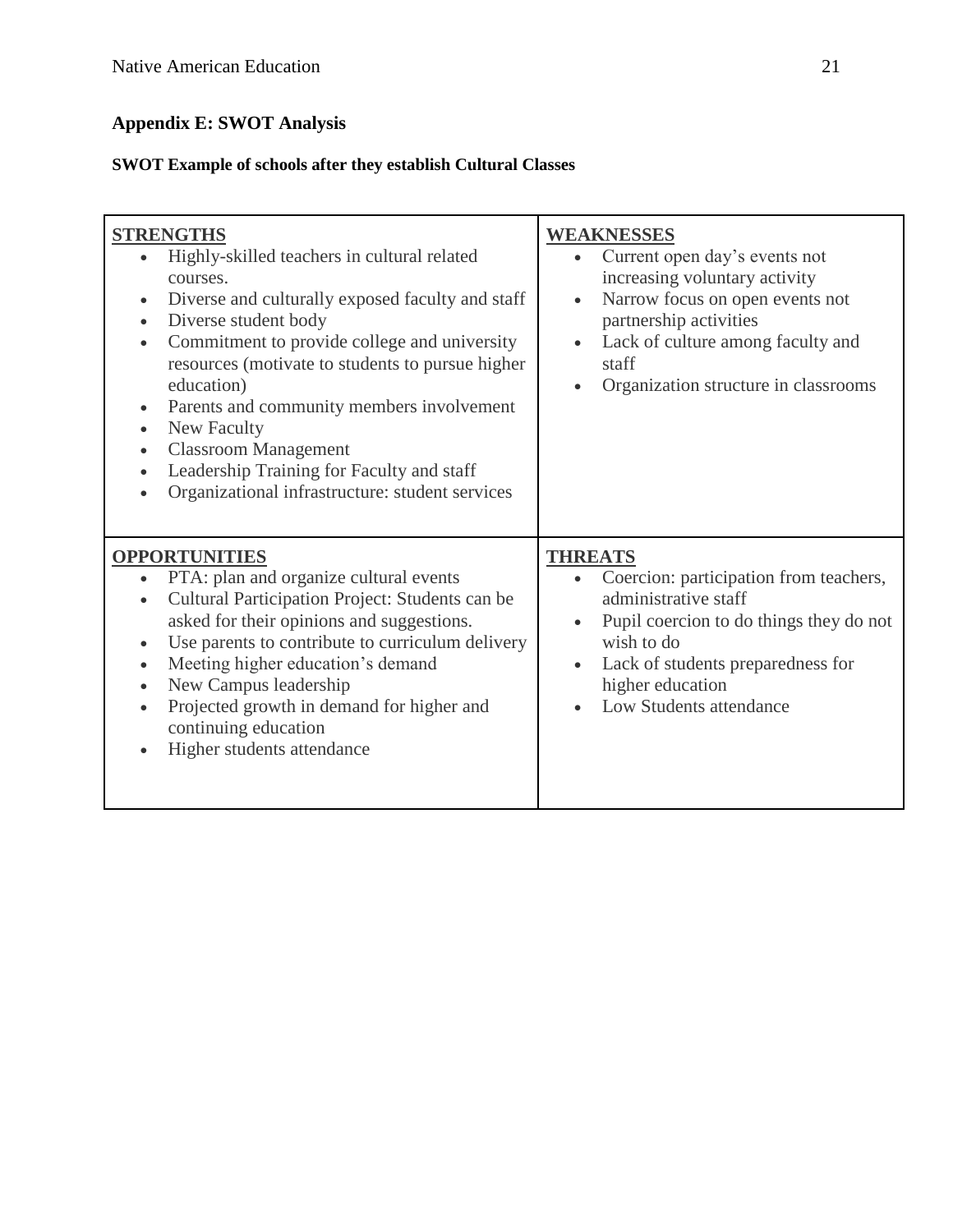## Appendix E: SWOT Analysis

### SWOT Example of schools after they establish Cultural Classes

| | |
|---|---|
| **STRENGTHS**<br>• Highly-skilled teachers in cultural related courses.<br>• Diverse and culturally exposed faculty and staff<br>• Diverse student body<br>• Commitment to provide college and university resources (motivate to students to pursue higher education)<br>• Parents and community members involvement<br>• New Faculty<br>• Classroom Management<br>• Leadership Training for Faculty and staff<br>• Organizational infrastructure: student services | **WEAKNESSES**<br>• Current open day's events not increasing voluntary activity<br>• Narrow focus on open events not partnership activities<br>• Lack of culture among faculty and staff<br>• Organization structure in classrooms |
| **OPPORTUNITIES**<br>• PTA: plan and organize cultural events<br>• Cultural Participation Project: Students can be asked for their opinions and suggestions.<br>• Use parents to contribute to curriculum delivery<br>• Meeting higher education's demand<br>• New Campus leadership<br>• Projected growth in demand for higher and continuing education<br>• Higher students attendance | **THREATS**<br>• Coercion: participation from teachers, administrative staff<br>• Pupil coercion to do things they do not wish to do<br>• Lack of students preparedness for higher education<br>• Low Students attendance |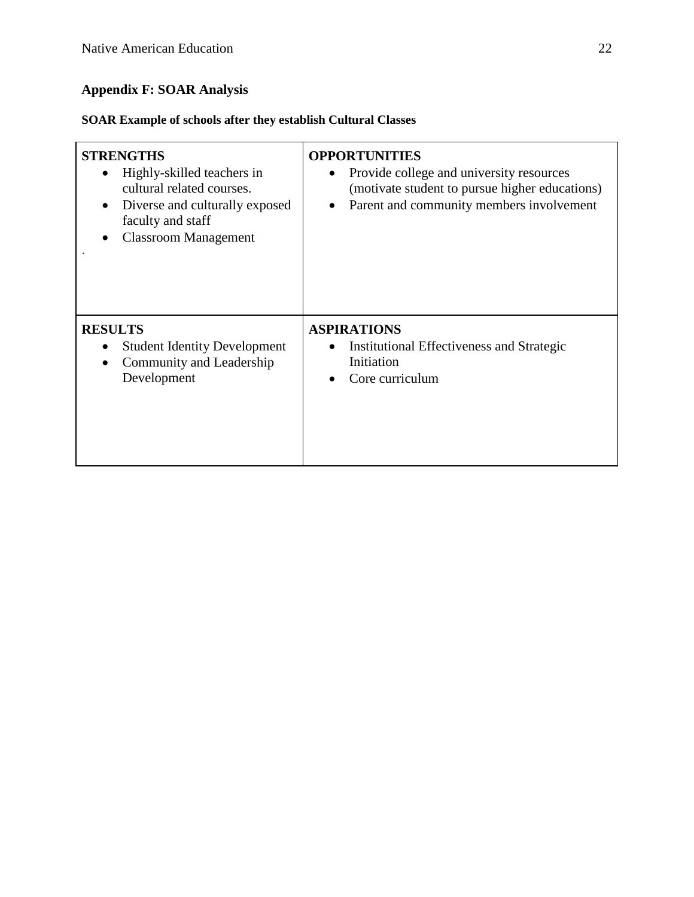## Appendix F: SOAR Analysis

**SOAR Example of schools after they establish Cultural Classes**

| **STRENGTHS** | **OPPORTUNITIES** |
|---|---|
| • Highly-skilled teachers in cultural related courses.<br>• Diverse and culturally exposed faculty and staff<br>• Classroom Management<br>. | • Provide college and university resources (motivate student to pursue higher educations)<br>• Parent and community members involvement |
| **RESULTS** | **ASPIRATIONS** |
| • Student Identity Development<br>• Community and Leadership Development | • Institutional Effectiveness and Strategic Initiation<br>• Core curriculum |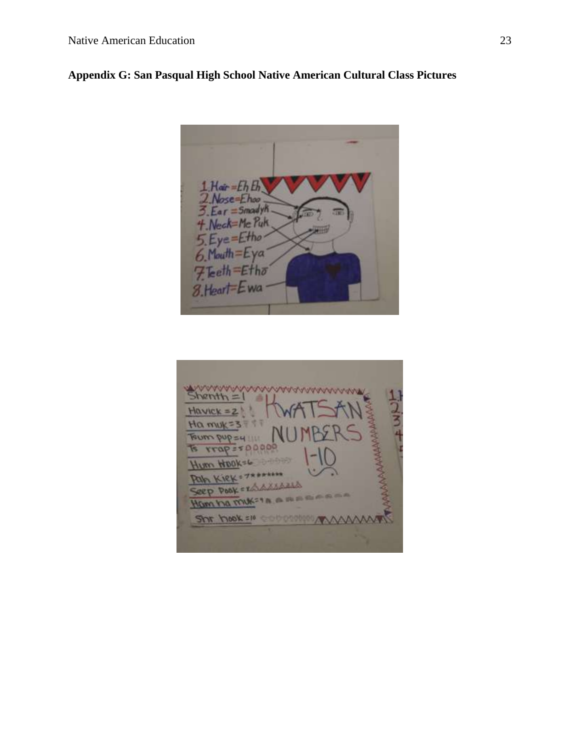## Appendix G: San Pasqual High School Native American Cultural Class Pictures